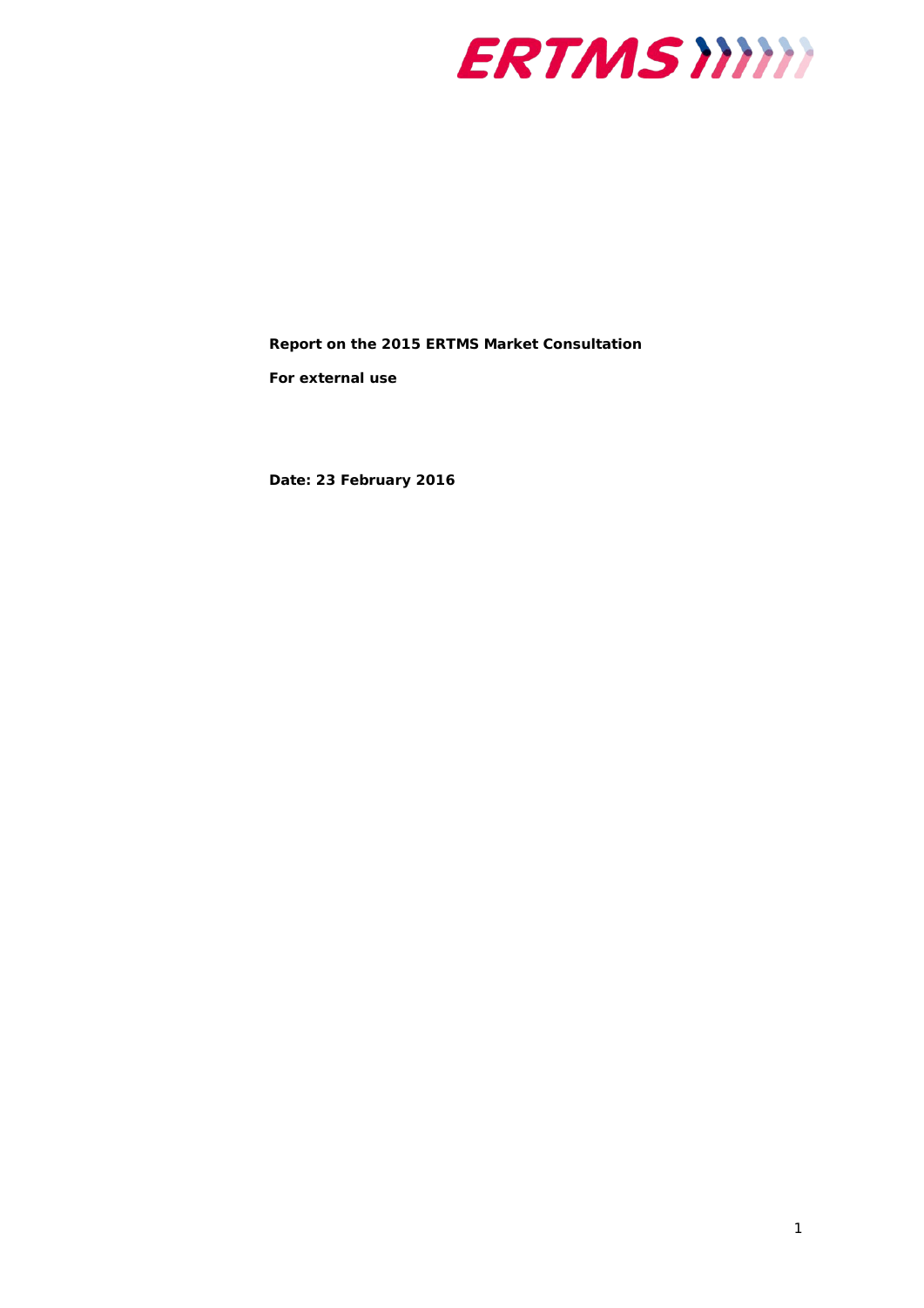**Report on the 2015 ERTMS Market Consultation**

**For external use**

**Date: 23 February 2016**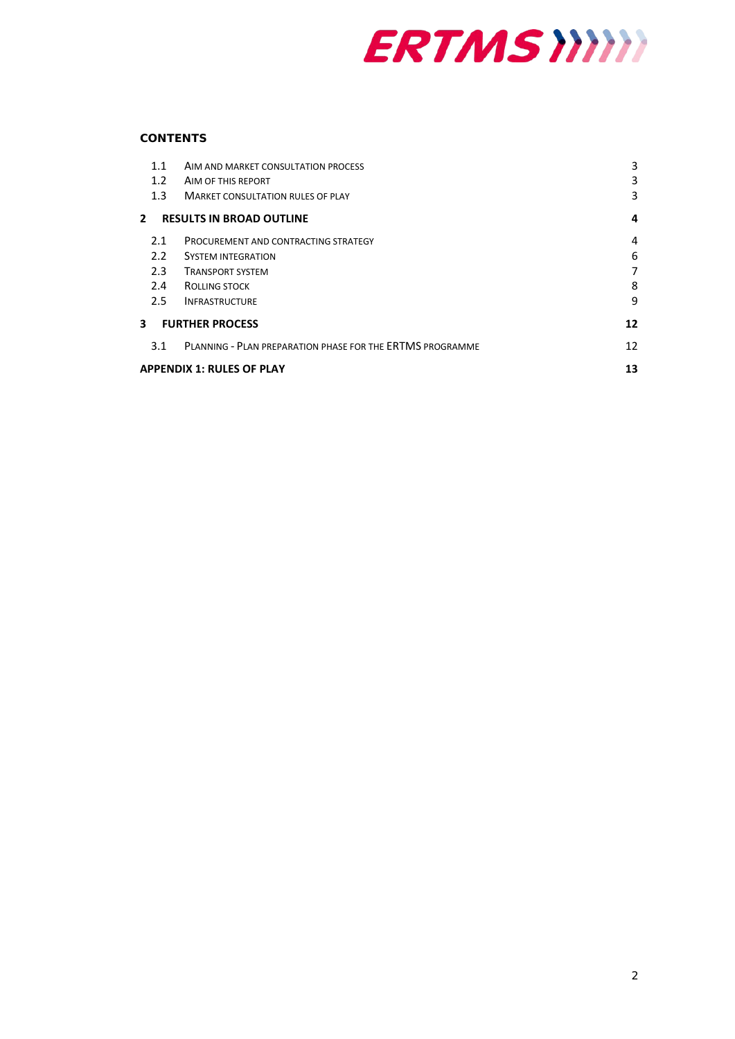## CONTENTS

| | | |
|---|---|---|
| 1.1 | Aim and market consultation process | 3 |
| 1.2 | Aim of this report | 3 |
| 1.3 | Market consultation rules of play | 3 |
| **2** | **RESULTS IN BROAD OUTLINE** | **4** |
| 2.1 | Procurement and contracting strategy | 4 |
| 2.2 | System integration | 6 |
| 2.3 | Transport system | 7 |
| 2.4 | Rolling stock | 8 |
| 2.5 | Infrastructure | 9 |
| **3** | **FURTHER PROCESS** | **12** |
| 3.1 | Planning - Plan preparation phase for the ERTMS programme | 12 |
| **APPENDIX 1: RULES OF PLAY** | | **13** |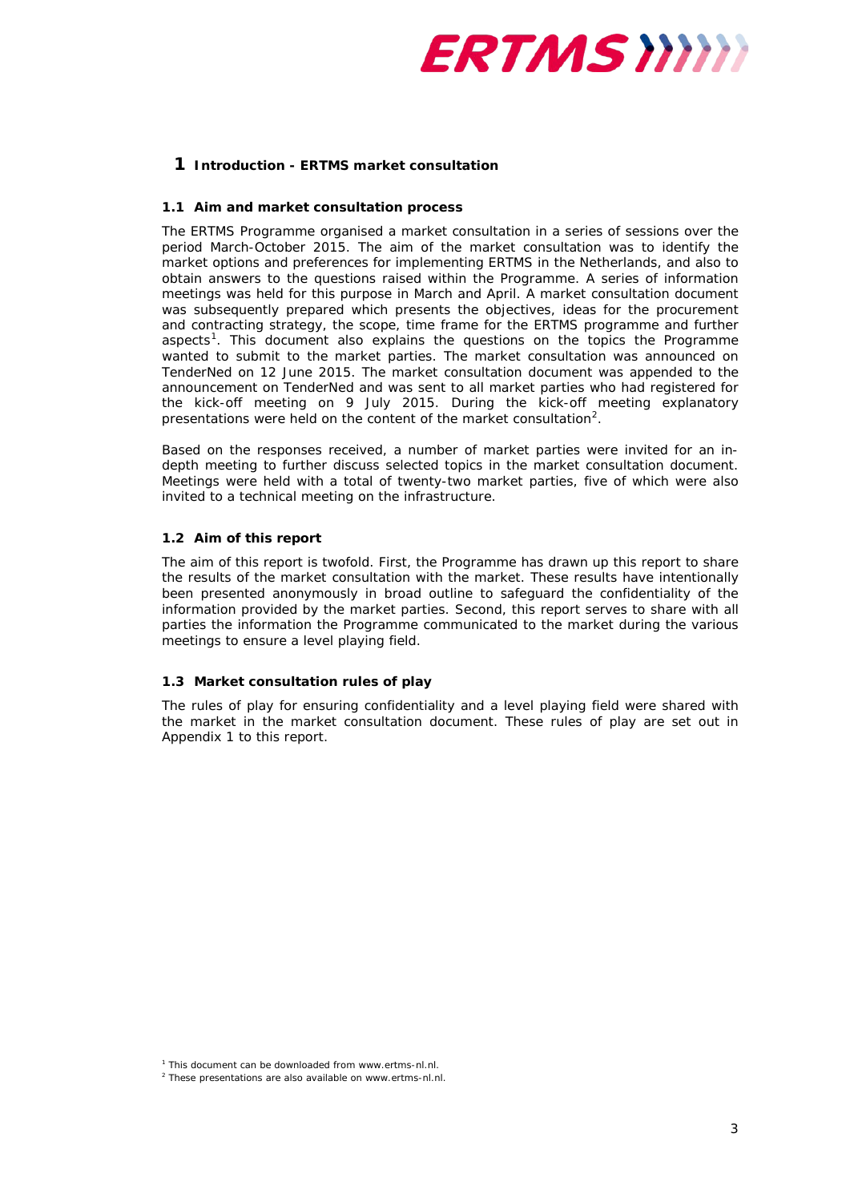# 1 Introduction - ERTMS market consultation

## 1.1 Aim and market consultation process

The ERTMS Programme organised a market consultation in a series of sessions over the period March-October 2015. The aim of the market consultation was to identify the market options and preferences for implementing ERTMS in the Netherlands, and also to obtain answers to the questions raised within the Programme. A series of information meetings was held for this purpose in March and April. A market consultation document was subsequently prepared which presents the objectives, ideas for the procurement and contracting strategy, the scope, time frame for the ERTMS programme and further aspects[1]. This document also explains the questions on the topics the Programme wanted to submit to the market parties. The market consultation was announced on TenderNed on 12 June 2015. The market consultation document was appended to the announcement on TenderNed and was sent to all market parties who had registered for the kick-off meeting on 9 July 2015. During the kick-off meeting explanatory presentations were held on the content of the market consultation[2].

Based on the responses received, a number of market parties were invited for an in-depth meeting to further discuss selected topics in the market consultation document. Meetings were held with a total of twenty-two market parties, five of which were also invited to a technical meeting on the infrastructure.

## 1.2 Aim of this report

The aim of this report is twofold. First, the Programme has drawn up this report to share the results of the market consultation with the market. These results have intentionally been presented anonymously in broad outline to safeguard the confidentiality of the information provided by the market parties. Second, this report serves to share with all parties the information the Programme communicated to the market during the various meetings to ensure a level playing field.

## 1.3 Market consultation rules of play

The rules of play for ensuring confidentiality and a level playing field were shared with the market in the market consultation document. These rules of play are set out in Appendix 1 to this report.

---

[1] This document can be downloaded from www.ertms-nl.nl.

[2] These presentations are also available on www.ertms-nl.nl.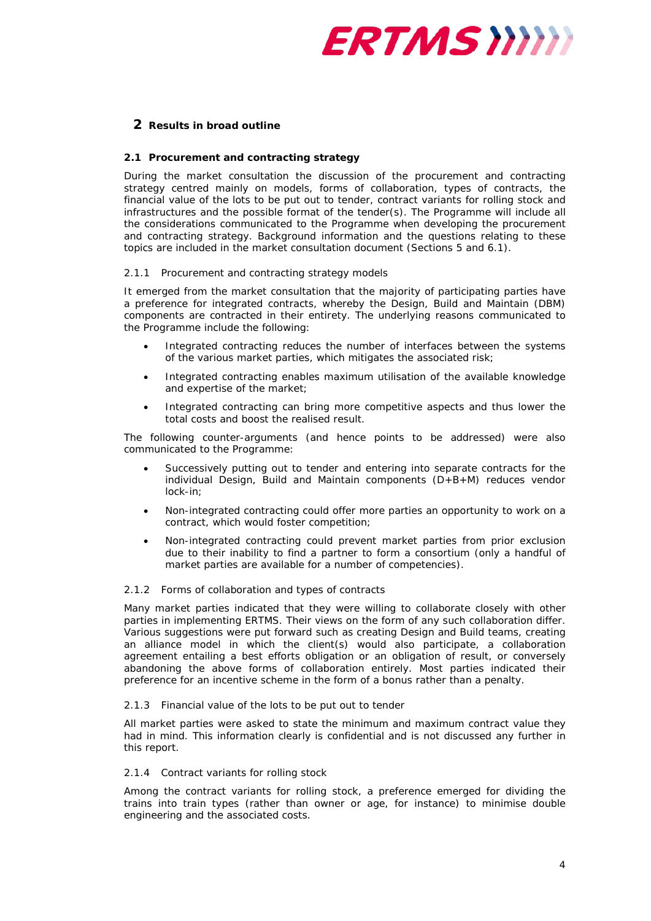# 2 Results in broad outline

## 2.1 Procurement and contracting strategy

During the market consultation the discussion of the procurement and contracting strategy centred mainly on models, forms of collaboration, types of contracts, the financial value of the lots to be put out to tender, contract variants for rolling stock and infrastructures and the possible format of the tender(s). The Programme will include all the considerations communicated to the Programme when developing the procurement and contracting strategy. Background information and the questions relating to these topics are included in the market consultation document (Sections 5 and 6.1).

### 2.1.1 Procurement and contracting strategy models

It emerged from the market consultation that the majority of participating parties have a preference for integrated contracts, whereby the Design, Build and Maintain (DBM) components are contracted in their entirety. The underlying reasons communicated to the Programme include the following:

- Integrated contracting reduces the number of interfaces between the systems of the various market parties, which mitigates the associated risk;
- Integrated contracting enables maximum utilisation of the available knowledge and expertise of the market;
- Integrated contracting can bring more competitive aspects and thus lower the total costs and boost the realised result.

The following counter-arguments (and hence points to be addressed) were also communicated to the Programme:

- Successively putting out to tender and entering into separate contracts for the individual Design, Build and Maintain components (D+B+M) reduces vendor lock-in;
- Non-integrated contracting could offer more parties an opportunity to work on a contract, which would foster competition;
- Non-integrated contracting could prevent market parties from prior exclusion due to their inability to find a partner to form a consortium (only a handful of market parties are available for a number of competencies).

### 2.1.2 Forms of collaboration and types of contracts

Many market parties indicated that they were willing to collaborate closely with other parties in implementing ERTMS. Their views on the form of any such collaboration differ. Various suggestions were put forward such as creating Design and Build teams, creating an alliance model in which the client(s) would also participate, a collaboration agreement entailing a best efforts obligation or an obligation of result, or conversely abandoning the above forms of collaboration entirely. Most parties indicated their preference for an incentive scheme in the form of a bonus rather than a penalty.

### 2.1.3 Financial value of the lots to be put out to tender

All market parties were asked to state the minimum and maximum contract value they had in mind. This information clearly is confidential and is not discussed any further in this report.

### 2.1.4 Contract variants for rolling stock

Among the contract variants for rolling stock, a preference emerged for dividing the trains into train types (rather than owner or age, for instance) to minimise double engineering and the associated costs.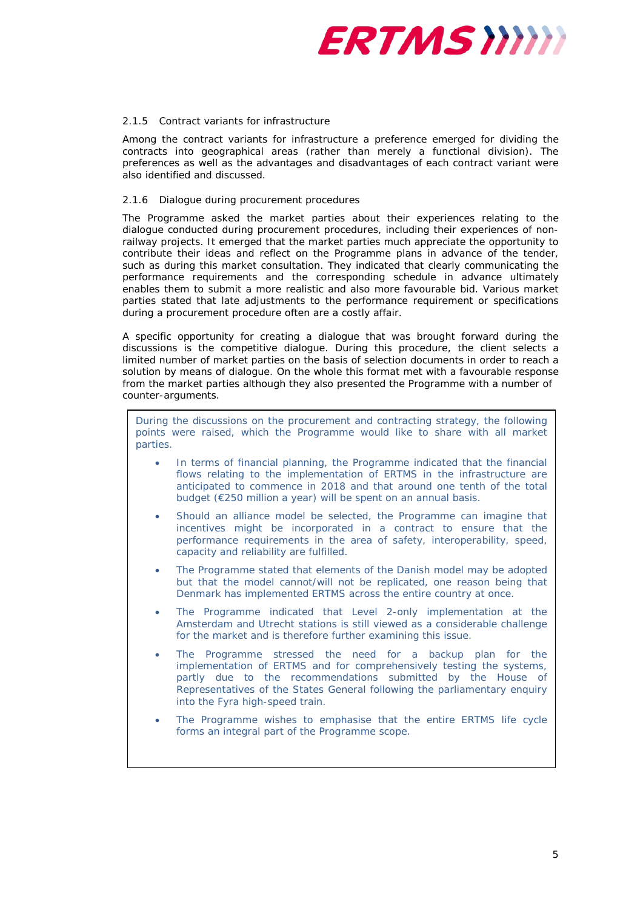### 2.1.5 Contract variants for infrastructure

Among the contract variants for infrastructure a preference emerged for dividing the contracts into geographical areas (rather than merely a functional division). The preferences as well as the advantages and disadvantages of each contract variant were also identified and discussed.

### 2.1.6 Dialogue during procurement procedures

The Programme asked the market parties about their experiences relating to the dialogue conducted during procurement procedures, including their experiences of non-railway projects. It emerged that the market parties much appreciate the opportunity to contribute their ideas and reflect on the Programme plans in advance of the tender, such as during this market consultation. They indicated that clearly communicating the performance requirements and the corresponding schedule in advance ultimately enables them to submit a more realistic and also more favourable bid. Various market parties stated that late adjustments to the performance requirement or specifications during a procurement procedure often are a costly affair.

A specific opportunity for creating a dialogue that was brought forward during the discussions is the competitive dialogue. During this procedure, the client selects a limited number of market parties on the basis of selection documents in order to reach a solution by means of dialogue. On the whole this format met with a favourable response from the market parties although they also presented the Programme with a number of counter-arguments.

> During the discussions on the procurement and contracting strategy, the following points were raised, which the Programme would like to share with all market parties.
>
> - In terms of financial planning, the Programme indicated that the financial flows relating to the implementation of ERTMS in the infrastructure are anticipated to commence in 2018 and that around one tenth of the total budget (€250 million a year) will be spent on an annual basis.
> - Should an alliance model be selected, the Programme can imagine that incentives might be incorporated in a contract to ensure that the performance requirements in the area of safety, interoperability, speed, capacity and reliability are fulfilled.
> - The Programme stated that elements of the Danish model may be adopted but that the model cannot/will not be replicated, one reason being that Denmark has implemented ERTMS across the entire country at once.
> - The Programme indicated that Level 2-only implementation at the Amsterdam and Utrecht stations is still viewed as a considerable challenge for the market and is therefore further examining this issue.
> - The Programme stressed the need for a backup plan for the implementation of ERTMS and for comprehensively testing the systems, partly due to the recommendations submitted by the House of Representatives of the States General following the parliamentary enquiry into the Fyra high-speed train.
> - The Programme wishes to emphasise that the entire ERTMS life cycle forms an integral part of the Programme scope.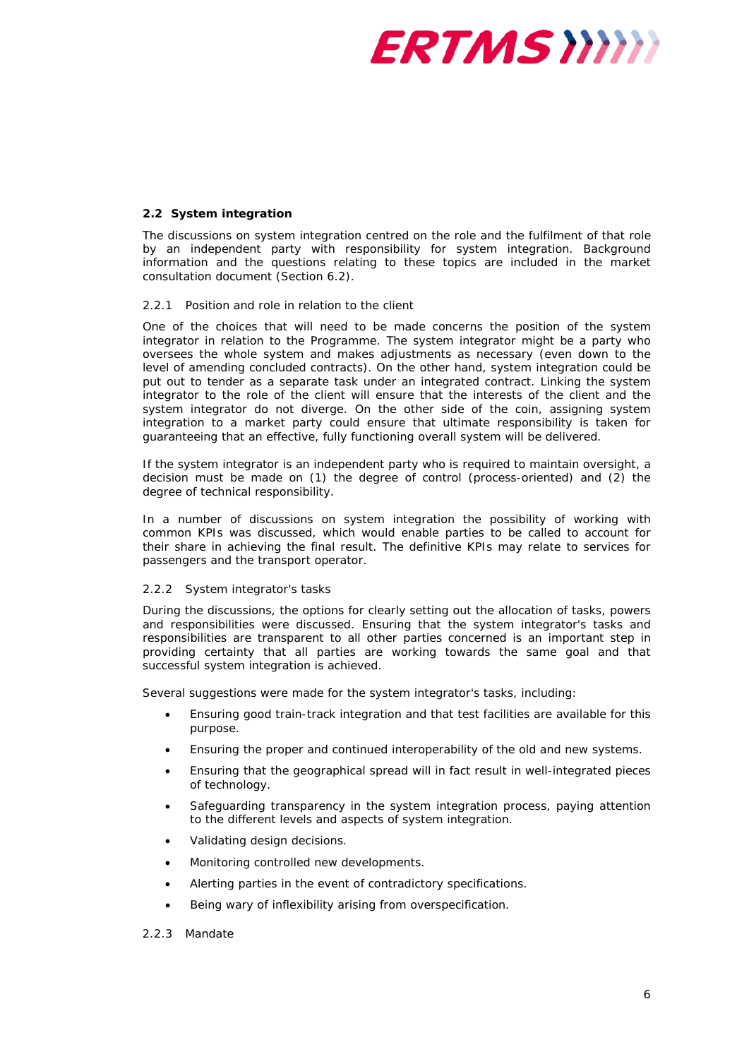## 2.2 System integration

The discussions on system integration centred on the role and the fulfilment of that role by an independent party with responsibility for system integration. Background information and the questions relating to these topics are included in the market consultation document (Section 6.2).

### 2.2.1 Position and role in relation to the client

One of the choices that will need to be made concerns the position of the system integrator in relation to the Programme. The system integrator might be a party who oversees the whole system and makes adjustments as necessary (even down to the level of amending concluded contracts). On the other hand, system integration could be put out to tender as a separate task under an integrated contract. Linking the system integrator to the role of the client will ensure that the interests of the client and the system integrator do not diverge. On the other side of the coin, assigning system integration to a market party could ensure that ultimate responsibility is taken for guaranteeing that an effective, fully functioning overall system will be delivered.

If the system integrator is an independent party who is required to maintain oversight, a decision must be made on (1) the degree of control (process-oriented) and (2) the degree of technical responsibility.

In a number of discussions on system integration the possibility of working with common KPIs was discussed, which would enable parties to be called to account for their share in achieving the final result. The definitive KPIs may relate to services for passengers and the transport operator.

### 2.2.2 System integrator's tasks

During the discussions, the options for clearly setting out the allocation of tasks, powers and responsibilities were discussed. Ensuring that the system integrator's tasks and responsibilities are transparent to all other parties concerned is an important step in providing certainty that all parties are working towards the same goal and that successful system integration is achieved.

Several suggestions were made for the system integrator's tasks, including:

- Ensuring good train-track integration and that test facilities are available for this purpose.
- Ensuring the proper and continued interoperability of the old and new systems.
- Ensuring that the geographical spread will in fact result in well-integrated pieces of technology.
- Safeguarding transparency in the system integration process, paying attention to the different levels and aspects of system integration.
- Validating design decisions.
- Monitoring controlled new developments.
- Alerting parties in the event of contradictory specifications.
- Being wary of inflexibility arising from overspecification.

### 2.2.3 Mandate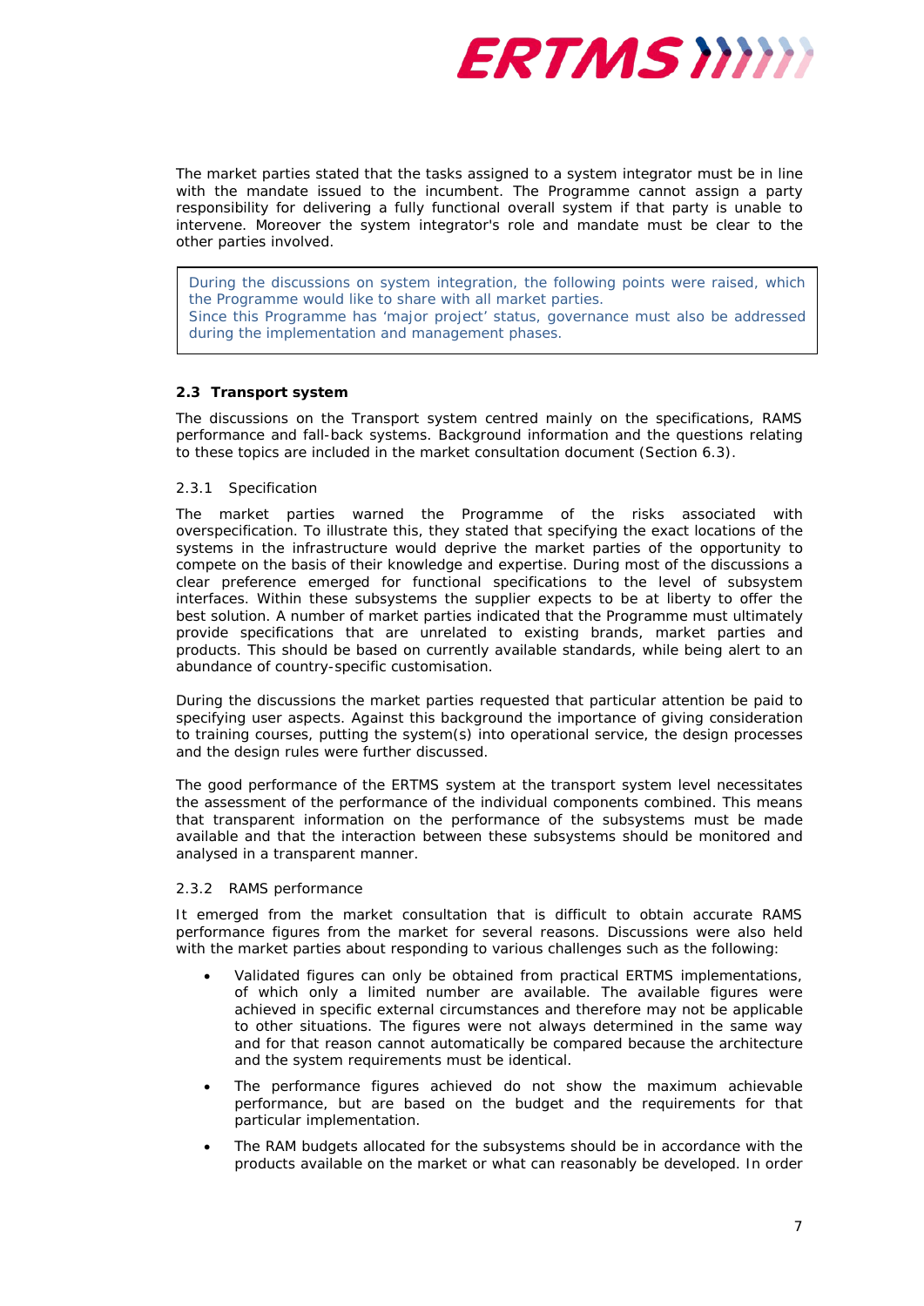The market parties stated that the tasks assigned to a system integrator must be in line with the mandate issued to the incumbent. The Programme cannot assign a party responsibility for delivering a fully functional overall system if that party is unable to intervene. Moreover the system integrator's role and mandate must be clear to the other parties involved.

> During the discussions on system integration, the following points were raised, which the Programme would like to share with all market parties.
> Since this Programme has 'major project' status, governance must also be addressed during the implementation and management phases.

### 2.3 Transport system

The discussions on the Transport system centred mainly on the specifications, RAMS performance and fall-back systems. Background information and the questions relating to these topics are included in the market consultation document (Section 6.3).

#### 2.3.1 Specification

The market parties warned the Programme of the risks associated with overspecification. To illustrate this, they stated that specifying the exact locations of the systems in the infrastructure would deprive the market parties of the opportunity to compete on the basis of their knowledge and expertise. During most of the discussions a clear preference emerged for functional specifications to the level of subsystem interfaces. Within these subsystems the supplier expects to be at liberty to offer the best solution. A number of market parties indicated that the Programme must ultimately provide specifications that are unrelated to existing brands, market parties and products. This should be based on currently available standards, while being alert to an abundance of country-specific customisation.

During the discussions the market parties requested that particular attention be paid to specifying user aspects. Against this background the importance of giving consideration to training courses, putting the system(s) into operational service, the design processes and the design rules were further discussed.

The good performance of the ERTMS system at the transport system level necessitates the assessment of the performance of the individual components combined. This means that transparent information on the performance of the subsystems must be made available and that the interaction between these subsystems should be monitored and analysed in a transparent manner.

#### 2.3.2 RAMS performance

It emerged from the market consultation that is difficult to obtain accurate RAMS performance figures from the market for several reasons. Discussions were also held with the market parties about responding to various challenges such as the following:

- Validated figures can only be obtained from practical ERTMS implementations, of which only a limited number are available. The available figures were achieved in specific external circumstances and therefore may not be applicable to other situations. The figures were not always determined in the same way and for that reason cannot automatically be compared because the architecture and the system requirements must be identical.
- The performance figures achieved do not show the maximum achievable performance, but are based on the budget and the requirements for that particular implementation.
- The RAM budgets allocated for the subsystems should be in accordance with the products available on the market or what can reasonably be developed. In order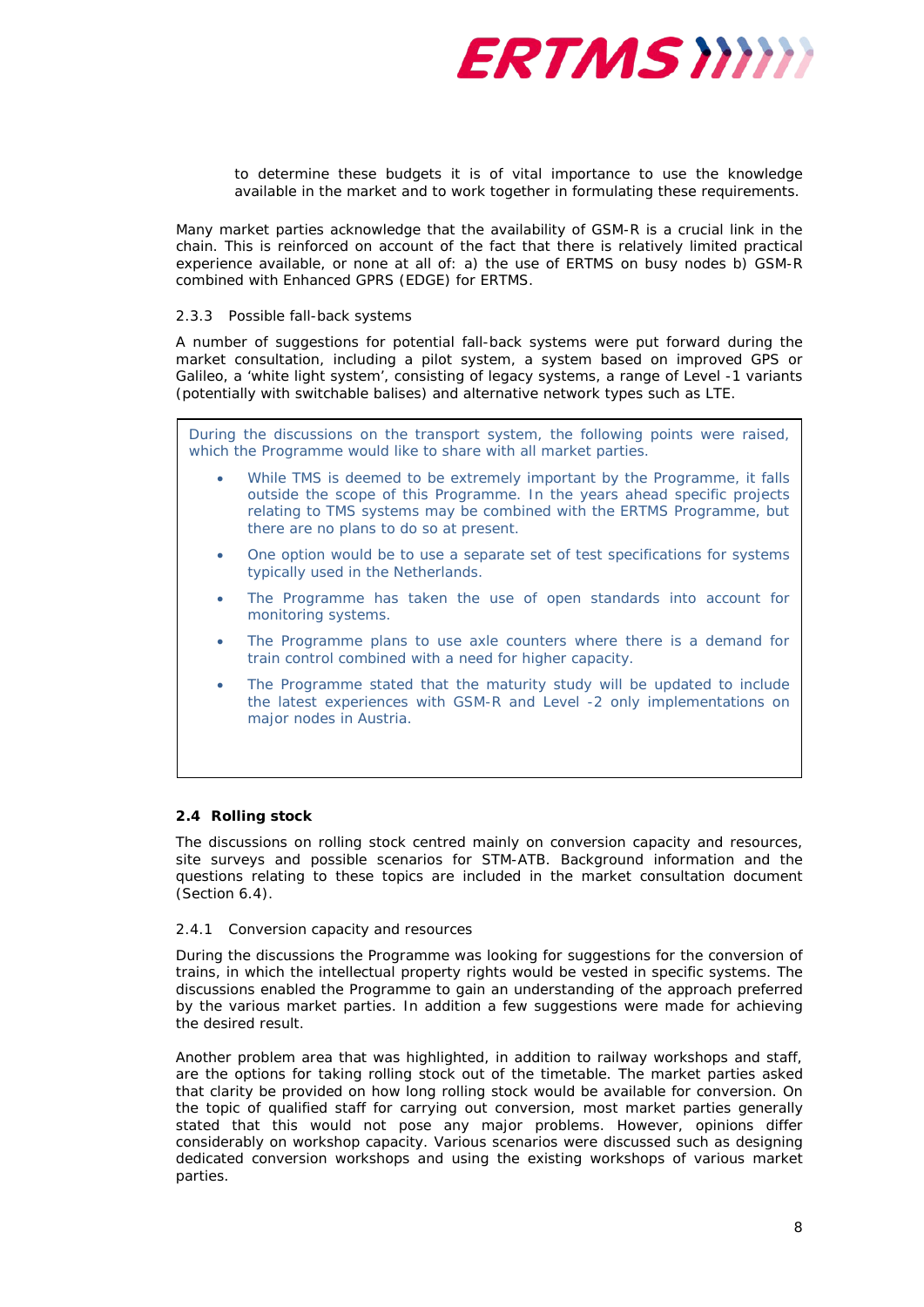to determine these budgets it is of vital importance to use the knowledge available in the market and to work together in formulating these requirements.

Many market parties acknowledge that the availability of GSM-R is a crucial link in the chain. This is reinforced on account of the fact that there is relatively limited practical experience available, or none at all of: a) the use of ERTMS on busy nodes b) GSM-R combined with Enhanced GPRS (EDGE) for ERTMS.

### 2.3.3 Possible fall-back systems

A number of suggestions for potential fall-back systems were put forward during the market consultation, including a pilot system, a system based on improved GPS or Galileo, a 'white light system', consisting of legacy systems, a range of Level -1 variants (potentially with switchable balises) and alternative network types such as LTE.

> During the discussions on the transport system, the following points were raised, which the Programme would like to share with all market parties.
>
> - While TMS is deemed to be extremely important by the Programme, it falls outside the scope of this Programme. In the years ahead specific projects relating to TMS systems may be combined with the ERTMS Programme, but there are no plans to do so at present.
> - One option would be to use a separate set of test specifications for systems typically used in the Netherlands.
> - The Programme has taken the use of open standards into account for monitoring systems.
> - The Programme plans to use axle counters where there is a demand for train control combined with a need for higher capacity.
> - The Programme stated that the maturity study will be updated to include the latest experiences with GSM-R and Level -2 only implementations on major nodes in Austria.

## 2.4 Rolling stock

The discussions on rolling stock centred mainly on conversion capacity and resources, site surveys and possible scenarios for STM-ATB. Background information and the questions relating to these topics are included in the market consultation document (Section 6.4).

### 2.4.1 Conversion capacity and resources

During the discussions the Programme was looking for suggestions for the conversion of trains, in which the intellectual property rights would be vested in specific systems. The discussions enabled the Programme to gain an understanding of the approach preferred by the various market parties. In addition a few suggestions were made for achieving the desired result.

Another problem area that was highlighted, in addition to railway workshops and staff, are the options for taking rolling stock out of the timetable. The market parties asked that clarity be provided on how long rolling stock would be available for conversion. On the topic of qualified staff for carrying out conversion, most market parties generally stated that this would not pose any major problems. However, opinions differ considerably on workshop capacity. Various scenarios were discussed such as designing dedicated conversion workshops and using the existing workshops of various market parties.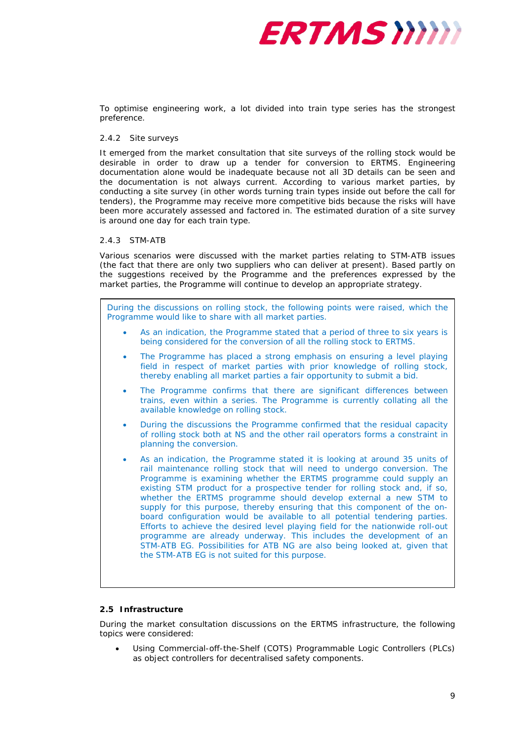To optimise engineering work, a lot divided into train type series has the strongest preference.

#### 2.4.2 Site surveys

It emerged from the market consultation that site surveys of the rolling stock would be desirable in order to draw up a tender for conversion to ERTMS. Engineering documentation alone would be inadequate because not all 3D details can be seen and the documentation is not always current. According to various market parties, by conducting a site survey (in other words turning train types inside out before the call for tenders), the Programme may receive more competitive bids because the risks will have been more accurately assessed and factored in. The estimated duration of a site survey is around one day for each train type.

#### 2.4.3 STM-ATB

Various scenarios were discussed with the market parties relating to STM-ATB issues (the fact that there are only two suppliers who can deliver at present). Based partly on the suggestions received by the Programme and the preferences expressed by the market parties, the Programme will continue to develop an appropriate strategy.

During the discussions on rolling stock, the following points were raised, which the Programme would like to share with all market parties.

- As an indication, the Programme stated that a period of three to six years is being considered for the conversion of all the rolling stock to ERTMS.
- The Programme has placed a strong emphasis on ensuring a level playing field in respect of market parties with prior knowledge of rolling stock, thereby enabling all market parties a fair opportunity to submit a bid.
- The Programme confirms that there are significant differences between trains, even within a series. The Programme is currently collating all the available knowledge on rolling stock.
- During the discussions the Programme confirmed that the residual capacity of rolling stock both at NS and the other rail operators forms a constraint in planning the conversion.
- As an indication, the Programme stated it is looking at around 35 units of rail maintenance rolling stock that will need to undergo conversion. The Programme is examining whether the ERTMS programme could supply an existing STM product for a prospective tender for rolling stock and, if so, whether the ERTMS programme should develop external a new STM to supply for this purpose, thereby ensuring that this component of the on-board configuration would be available to all potential tendering parties. Efforts to achieve the desired level playing field for the nationwide roll-out programme are already underway. This includes the development of an STM-ATB EG. Possibilities for ATB NG are also being looked at, given that the STM-ATB EG is not suited for this purpose.

### 2.5 Infrastructure

During the market consultation discussions on the ERTMS infrastructure, the following topics were considered:

- Using Commercial-off-the-Shelf (COTS) Programmable Logic Controllers (PLCs) as object controllers for decentralised safety components.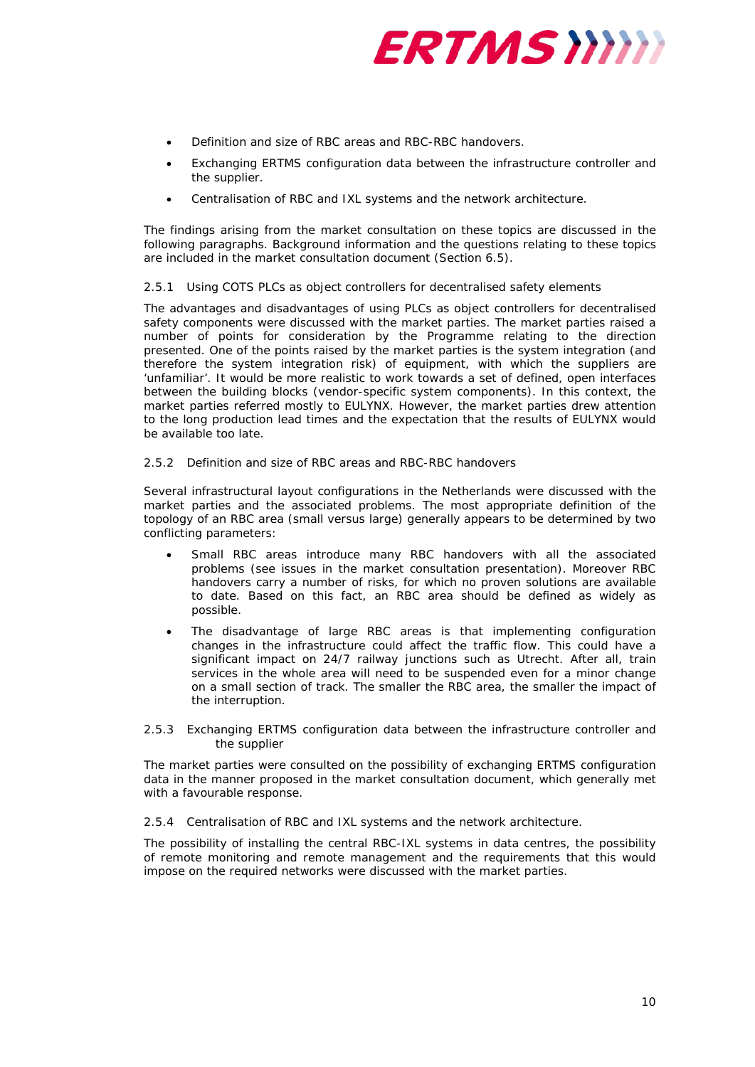- Definition and size of RBC areas and RBC-RBC handovers.
- Exchanging ERTMS configuration data between the infrastructure controller and the supplier.
- Centralisation of RBC and IXL systems and the network architecture.

The findings arising from the market consultation on these topics are discussed in the following paragraphs. Background information and the questions relating to these topics are included in the market consultation document (Section 6.5).

### 2.5.1 Using COTS PLCs as object controllers for decentralised safety elements

The advantages and disadvantages of using PLCs as object controllers for decentralised safety components were discussed with the market parties. The market parties raised a number of points for consideration by the Programme relating to the direction presented. One of the points raised by the market parties is the system integration (and therefore the system integration risk) of equipment, with which the suppliers are 'unfamiliar'. It would be more realistic to work towards a set of defined, open interfaces between the building blocks (vendor-specific system components). In this context, the market parties referred mostly to EULYNX. However, the market parties drew attention to the long production lead times and the expectation that the results of EULYNX would be available too late.

### 2.5.2 Definition and size of RBC areas and RBC-RBC handovers

Several infrastructural layout configurations in the Netherlands were discussed with the market parties and the associated problems. The most appropriate definition of the topology of an RBC area (small versus large) generally appears to be determined by two conflicting parameters:

- Small RBC areas introduce many RBC handovers with all the associated problems (see issues in the market consultation presentation). Moreover RBC handovers carry a number of risks, for which no proven solutions are available to date. Based on this fact, an RBC area should be defined as widely as possible.
- The disadvantage of large RBC areas is that implementing configuration changes in the infrastructure could affect the traffic flow. This could have a significant impact on 24/7 railway junctions such as Utrecht. After all, train services in the whole area will need to be suspended even for a minor change on a small section of track. The smaller the RBC area, the smaller the impact of the interruption.

### 2.5.3 Exchanging ERTMS configuration data between the infrastructure controller and the supplier

The market parties were consulted on the possibility of exchanging ERTMS configuration data in the manner proposed in the market consultation document, which generally met with a favourable response.

### 2.5.4 Centralisation of RBC and IXL systems and the network architecture.

The possibility of installing the central RBC-IXL systems in data centres, the possibility of remote monitoring and remote management and the requirements that this would impose on the required networks were discussed with the market parties.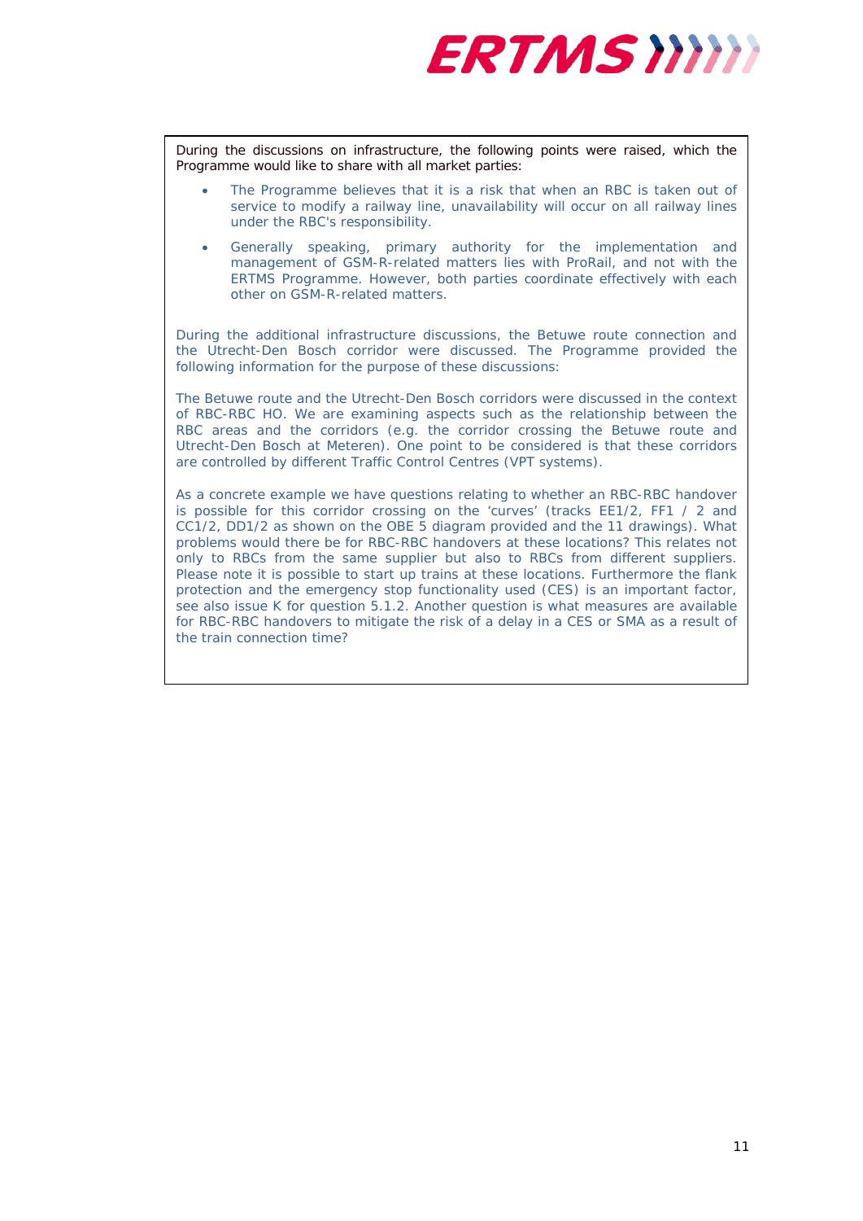During the discussions on infrastructure, the following points were raised, which the Programme would like to share with all market parties:

- The Programme believes that it is a risk that when an RBC is taken out of service to modify a railway line, unavailability will occur on all railway lines under the RBC's responsibility.
- Generally speaking, primary authority for the implementation and management of GSM-R-related matters lies with ProRail, and not with the ERTMS Programme. However, both parties coordinate effectively with each other on GSM-R-related matters.

During the additional infrastructure discussions, the Betuwe route connection and the Utrecht-Den Bosch corridor were discussed. The Programme provided the following information for the purpose of these discussions:

The Betuwe route and the Utrecht-Den Bosch corridors were discussed in the context of RBC-RBC HO. We are examining aspects such as the relationship between the RBC areas and the corridors (e.g. the corridor crossing the Betuwe route and Utrecht-Den Bosch at Meteren). One point to be considered is that these corridors are controlled by different Traffic Control Centres (VPT systems).

As a concrete example we have questions relating to whether an RBC-RBC handover is possible for this corridor crossing on the 'curves' (tracks EE1/2, FF1 / 2 and CC1/2, DD1/2 as shown on the OBE 5 diagram provided and the 11 drawings). What problems would there be for RBC-RBC handovers at these locations? This relates not only to RBCs from the same supplier but also to RBCs from different suppliers. Please note it is possible to start up trains at these locations. Furthermore the flank protection and the emergency stop functionality used (CES) is an important factor, see also issue K for question 5.1.2. Another question is what measures are available for RBC-RBC handovers to mitigate the risk of a delay in a CES or SMA as a result of the train connection time?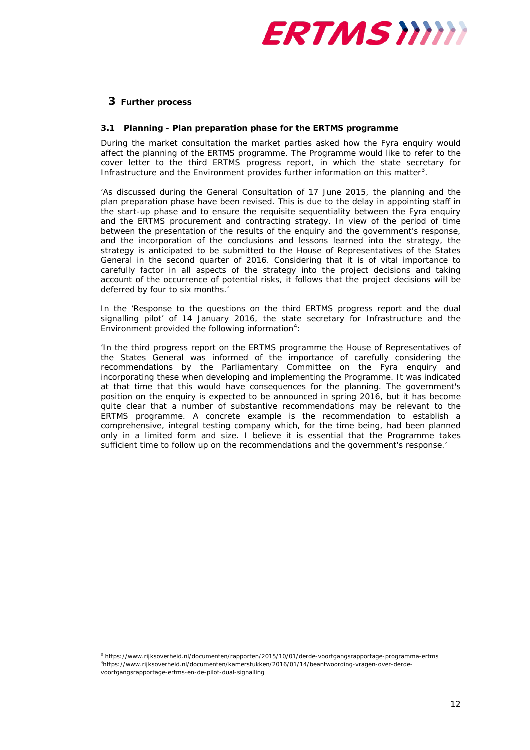# 3 Further process

## 3.1 Planning - Plan preparation phase for the ERTMS programme

During the market consultation the market parties asked how the Fyra enquiry would affect the planning of the ERTMS programme. The Programme would like to refer to the cover letter to the third ERTMS progress report, in which the state secretary for Infrastructure and the Environment provides further information on this matter[3].

'As discussed during the General Consultation of 17 June 2015, the planning and the plan preparation phase have been revised. This is due to the delay in appointing staff in the start-up phase and to ensure the requisite sequentiality between the Fyra enquiry and the ERTMS procurement and contracting strategy. In view of the period of time between the presentation of the results of the enquiry and the government's response, and the incorporation of the conclusions and lessons learned into the strategy, the strategy is anticipated to be submitted to the House of Representatives of the States General in the second quarter of 2016. Considering that it is of vital importance to carefully factor in all aspects of the strategy into the project decisions and taking account of the occurrence of potential risks, it follows that the project decisions will be deferred by four to six months.'

In the 'Response to the questions on the third ERTMS progress report and the dual signalling pilot' of 14 January 2016, the state secretary for Infrastructure and the Environment provided the following information[4]:

'In the third progress report on the ERTMS programme the House of Representatives of the States General was informed of the importance of carefully considering the recommendations by the Parliamentary Committee on the Fyra enquiry and incorporating these when developing and implementing the Programme. It was indicated at that time that this would have consequences for the planning. The government's position on the enquiry is expected to be announced in spring 2016, but it has become quite clear that a number of substantive recommendations may be relevant to the ERTMS programme. A concrete example is the recommendation to establish a comprehensive, integral testing company which, for the time being, had been planned only in a limited form and size. I believe it is essential that the Programme takes sufficient time to follow up on the recommendations and the government's response.'

[3] https://www.rijksoverheid.nl/documenten/rapporten/2015/10/01/derde-voortgangsrapportage-programma-ertms
[4] https://www.rijksoverheid.nl/documenten/kamerstukken/2016/01/14/beantwoording-vragen-over-derde-voortgangsrapportage-ertms-en-de-pilot-dual-signalling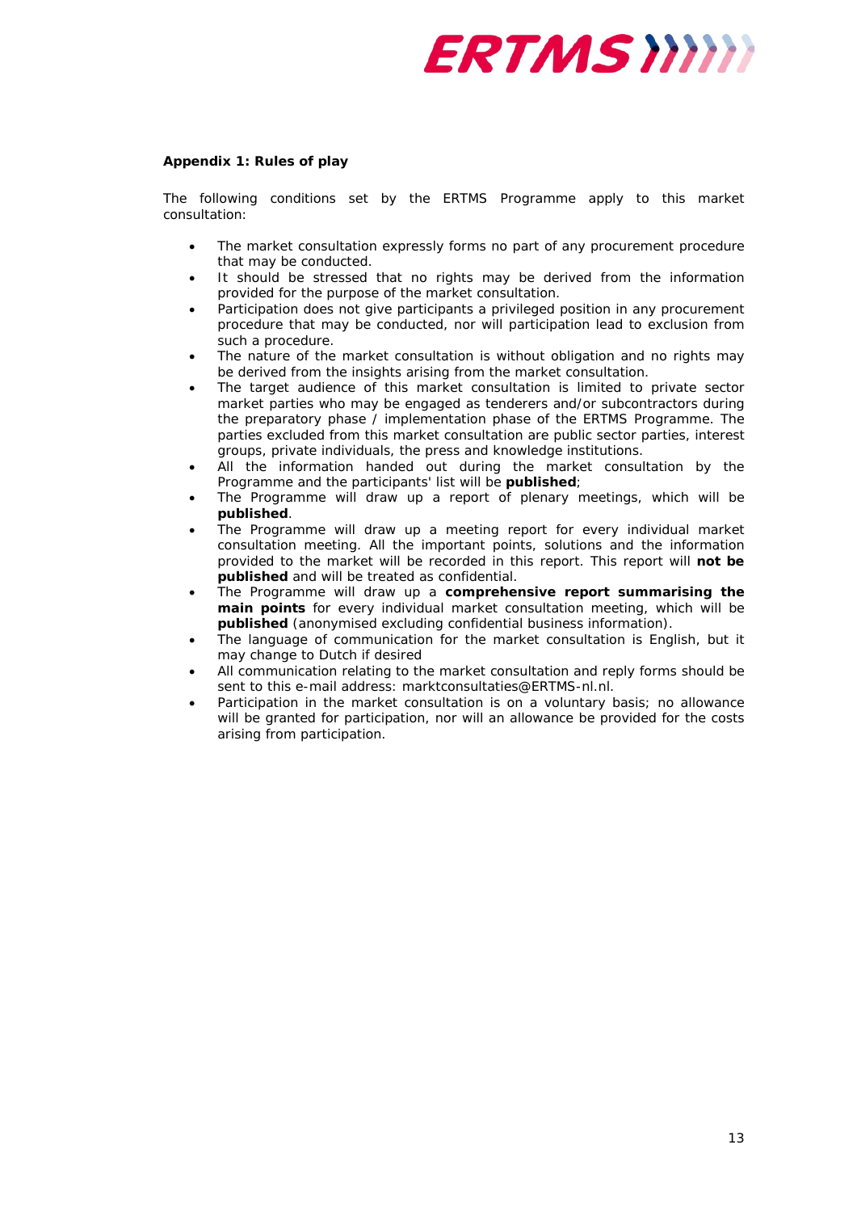**Appendix 1: Rules of play**

The following conditions set by the ERTMS Programme apply to this market consultation:

- The market consultation expressly forms no part of any procurement procedure that may be conducted.
- It should be stressed that no rights may be derived from the information provided for the purpose of the market consultation.
- Participation does not give participants a privileged position in any procurement procedure that may be conducted, nor will participation lead to exclusion from such a procedure.
- The nature of the market consultation is without obligation and no rights may be derived from the insights arising from the market consultation.
- The target audience of this market consultation is limited to private sector market parties who may be engaged as tenderers and/or subcontractors during the preparatory phase / implementation phase of the ERTMS Programme. The parties excluded from this market consultation are public sector parties, interest groups, private individuals, the press and knowledge institutions.
- All the information handed out during the market consultation by the Programme and the participants' list will be **published**;
- The Programme will draw up a report of plenary meetings, which will be **published**.
- The Programme will draw up a meeting report for every individual market consultation meeting. All the important points, solutions and the information provided to the market will be recorded in this report. This report will **not be published** and will be treated as confidential.
- The Programme will draw up a **comprehensive report summarising the main points** for every individual market consultation meeting, which will be **published** (anonymised excluding confidential business information).
- The language of communication for the market consultation is English, but it may change to Dutch if desired
- All communication relating to the market consultation and reply forms should be sent to this e-mail address: marktconsultaties@ERTMS-nl.nl.
- Participation in the market consultation is on a voluntary basis; no allowance will be granted for participation, nor will an allowance be provided for the costs arising from participation.